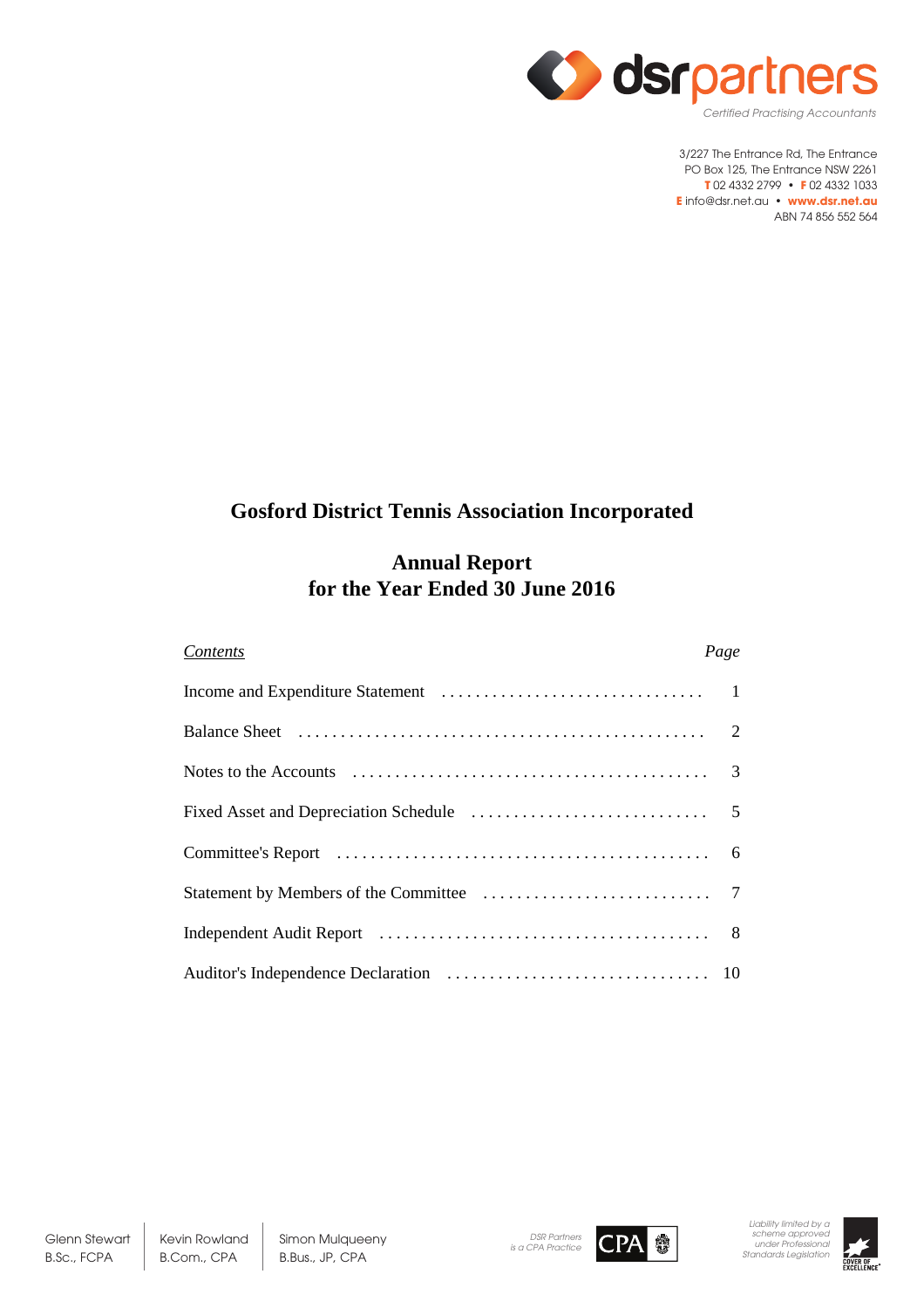dsrpartners

*Certified Practising Accountants*

3/227 The Entrance Rd, The Entrance
PO Box 125, The Entrance NSW 2261
**T** 02 4332 2799 • **F** 02 4332 1033
**E** info@dsr.net.au • **www.dsr.net.au**
ABN 74 856 552 564

# Gosford District Tennis Association Incorporated

## Annual Report for the Year Ended 30 June 2016

| *Contents* | *Page* |
|---|---|
| Income and Expenditure Statement | 1 |
| Balance Sheet | 2 |
| Notes to the Accounts | 3 |
| Fixed Asset and Depreciation Schedule | 5 |
| Committee's Report | 6 |
| Statement by Members of the Committee | 7 |
| Independent Audit Report | 8 |
| Auditor's Independence Declaration | 10 |

Glenn Stewart B.Sc., FCPA | Kevin Rowland B.Com., CPA | Simon Mulqueeny B.Bus., JP, CPA

*DSR Partners is a CPA Practice*

*Liability limited by a scheme approved under Professional Standards Legislation*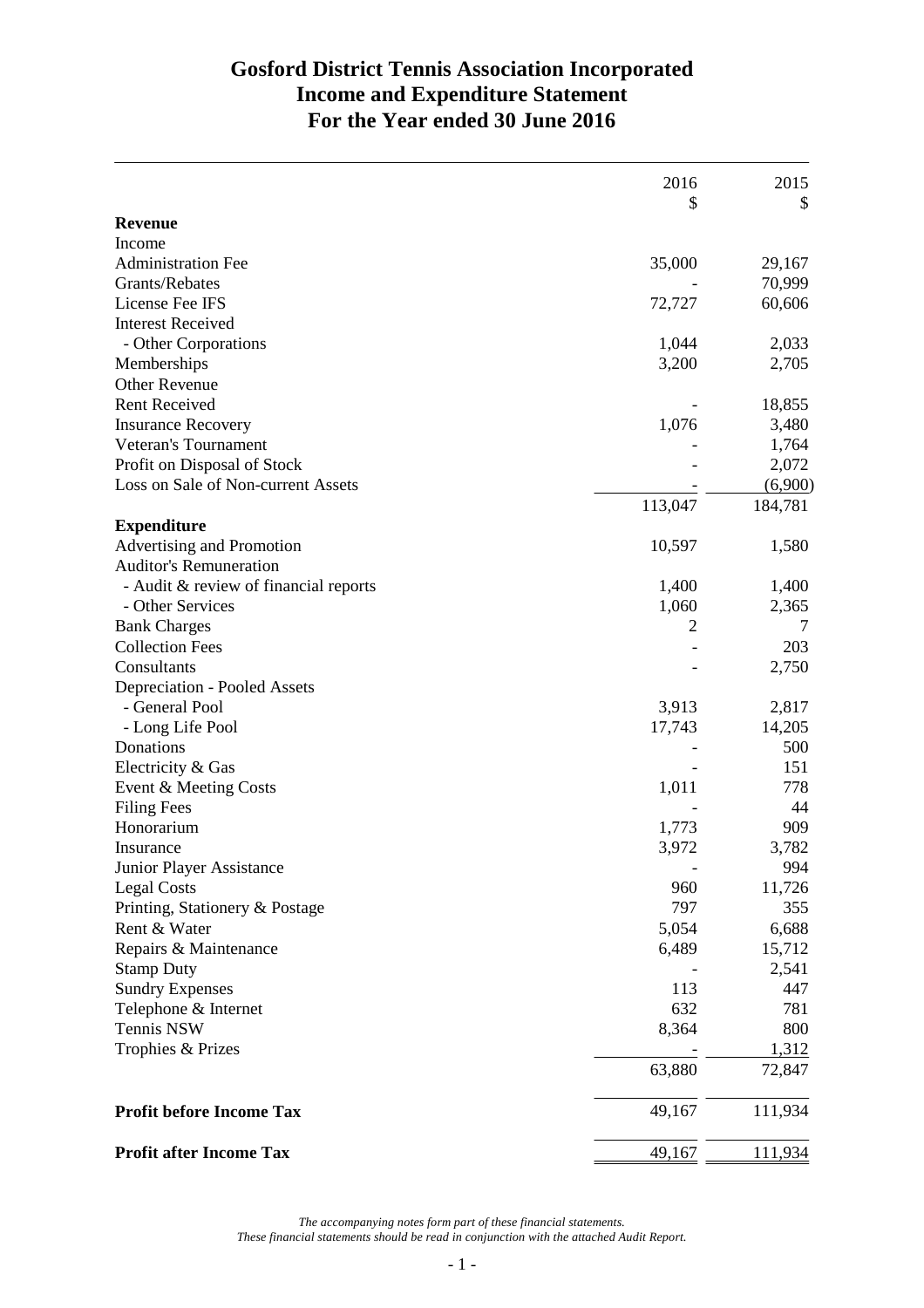# Gosford District Tennis Association Incorporated
# Income and Expenditure Statement
# For the Year ended 30 June 2016

| | 2016 | 2015 |
|---|---|---|
| | $ | $ |
| **Revenue** | | |
| Income | | |
| Administration Fee | 35,000 | 29,167 |
| Grants/Rebates | - | 70,999 |
| License Fee IFS | 72,727 | 60,606 |
| Interest Received | | |
| - Other Corporations | 1,044 | 2,033 |
| Memberships | 3,200 | 2,705 |
| Other Revenue | | |
| Rent Received | - | 18,855 |
| Insurance Recovery | 1,076 | 3,480 |
| Veteran's Tournament | - | 1,764 |
| Profit on Disposal of Stock | - | 2,072 |
| Loss on Sale of Non-current Assets | - | (6,900) |
| | 113,047 | 184,781 |
| **Expenditure** | | |
| Advertising and Promotion | 10,597 | 1,580 |
| Auditor's Remuneration | | |
| - Audit & review of financial reports | 1,400 | 1,400 |
| - Other Services | 1,060 | 2,365 |
| Bank Charges | 2 | 7 |
| Collection Fees | - | 203 |
| Consultants | - | 2,750 |
| Depreciation - Pooled Assets | | |
| - General Pool | 3,913 | 2,817 |
| - Long Life Pool | 17,743 | 14,205 |
| Donations | - | 500 |
| Electricity & Gas | - | 151 |
| Event & Meeting Costs | 1,011 | 778 |
| Filing Fees | - | 44 |
| Honorarium | 1,773 | 909 |
| Insurance | 3,972 | 3,782 |
| Junior Player Assistance | - | 994 |
| Legal Costs | 960 | 11,726 |
| Printing, Stationery & Postage | 797 | 355 |
| Rent & Water | 5,054 | 6,688 |
| Repairs & Maintenance | 6,489 | 15,712 |
| Stamp Duty | - | 2,541 |
| Sundry Expenses | 113 | 447 |
| Telephone & Internet | 632 | 781 |
| Tennis NSW | 8,364 | 800 |
| Trophies & Prizes | - | 1,312 |
| | 63,880 | 72,847 |
| **Profit before Income Tax** | 49,167 | 111,934 |
| **Profit after Income Tax** | 49,167 | 111,934 |

*The accompanying notes form part of these financial statements.*
*These financial statements should be read in conjunction with the attached Audit Report.*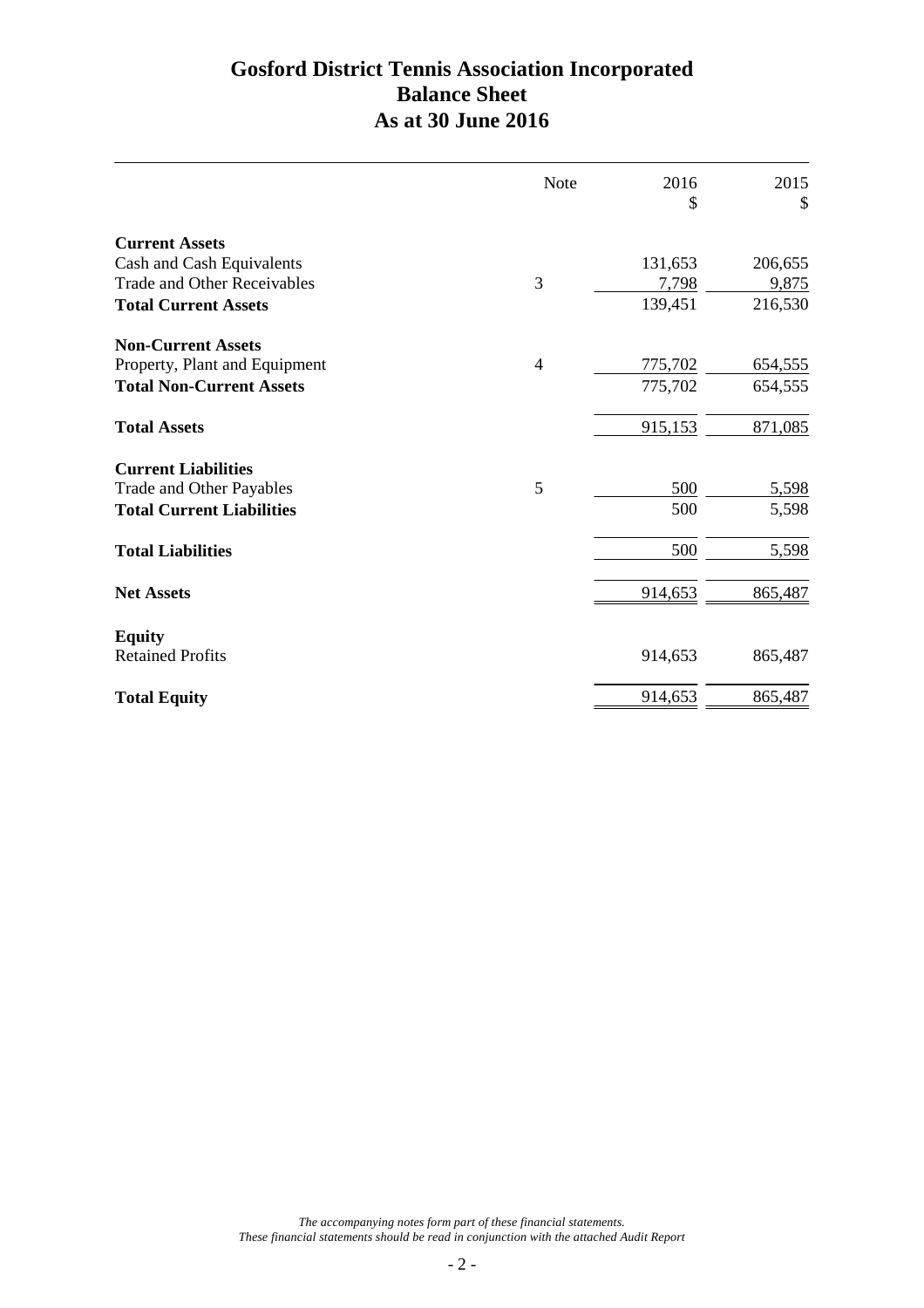# Gosford District Tennis Association Incorporated
## Balance Sheet
## As at 30 June 2016

| | Note | 2016 $ | 2015 $ |
|---|---|---|---|
| **Current Assets** | | | |
| Cash and Cash Equivalents | | 131,653 | 206,655 |
| Trade and Other Receivables | 3 | 7,798 | 9,875 |
| **Total Current Assets** | | 139,451 | 216,530 |
| **Non-Current Assets** | | | |
| Property, Plant and Equipment | 4 | 775,702 | 654,555 |
| **Total Non-Current Assets** | | 775,702 | 654,555 |
| **Total Assets** | | 915,153 | 871,085 |
| **Current Liabilities** | | | |
| Trade and Other Payables | 5 | 500 | 5,598 |
| **Total Current Liabilities** | | 500 | 5,598 |
| **Total Liabilities** | | 500 | 5,598 |
| **Net Assets** | | 914,653 | 865,487 |
| **Equity** | | | |
| Retained Profits | | 914,653 | 865,487 |
| **Total Equity** | | 914,653 | 865,487 |

*The accompanying notes form part of these financial statements.*
*These financial statements should be read in conjunction with the attached Audit Report*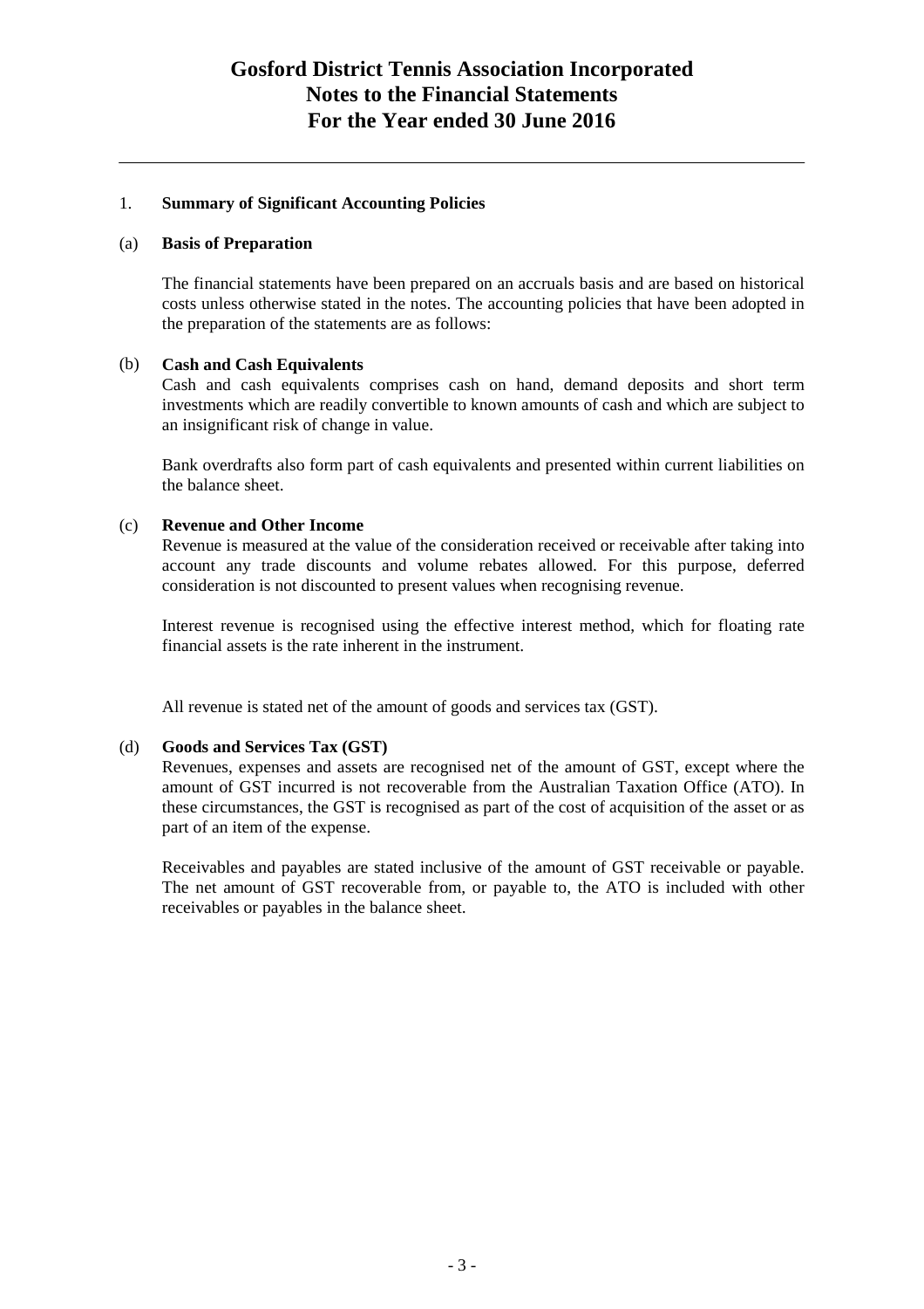# Gosford District Tennis Association Incorporated
# Notes to the Financial Statements
# For the Year ended 30 June 2016

1. **Summary of Significant Accounting Policies**

(a) **Basis of Preparation**

The financial statements have been prepared on an accruals basis and are based on historical costs unless otherwise stated in the notes. The accounting policies that have been adopted in the preparation of the statements are as follows:

(b) **Cash and Cash Equivalents**

Cash and cash equivalents comprises cash on hand, demand deposits and short term investments which are readily convertible to known amounts of cash and which are subject to an insignificant risk of change in value.

Bank overdrafts also form part of cash equivalents and presented within current liabilities on the balance sheet.

(c) **Revenue and Other Income**

Revenue is measured at the value of the consideration received or receivable after taking into account any trade discounts and volume rebates allowed. For this purpose, deferred consideration is not discounted to present values when recognising revenue.

Interest revenue is recognised using the effective interest method, which for floating rate financial assets is the rate inherent in the instrument.

All revenue is stated net of the amount of goods and services tax (GST).

(d) **Goods and Services Tax (GST)**

Revenues, expenses and assets are recognised net of the amount of GST, except where the amount of GST incurred is not recoverable from the Australian Taxation Office (ATO). In these circumstances, the GST is recognised as part of the cost of acquisition of the asset or as part of an item of the expense.

Receivables and payables are stated inclusive of the amount of GST receivable or payable. The net amount of GST recoverable from, or payable to, the ATO is included with other receivables or payables in the balance sheet.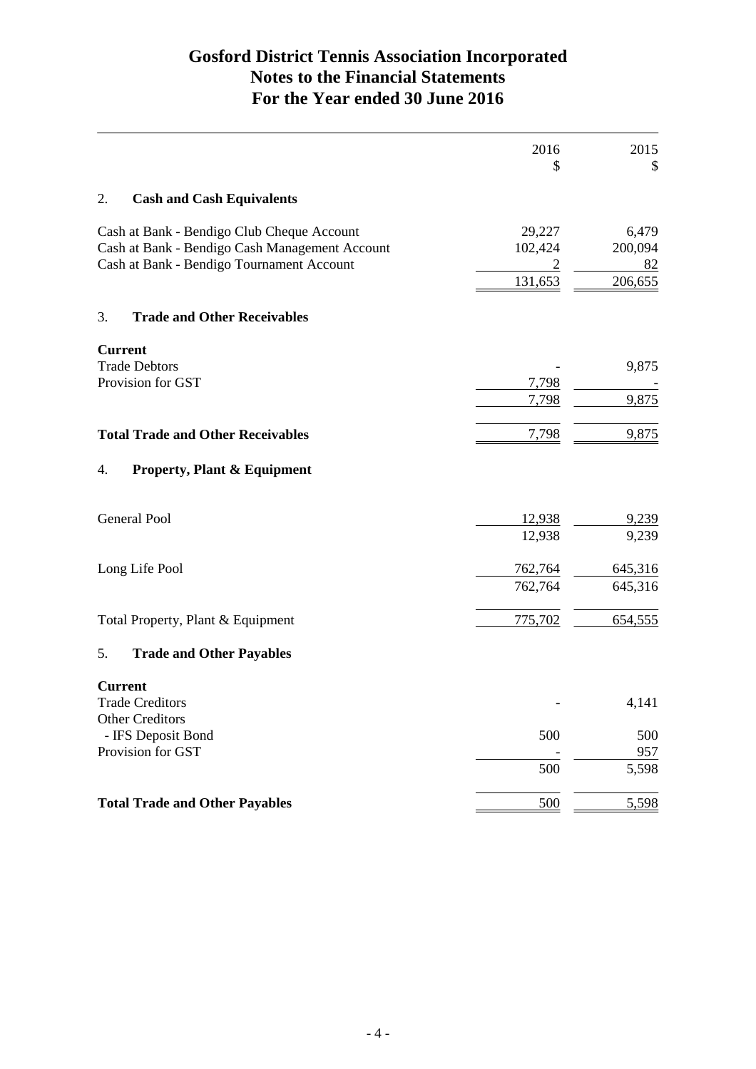# Gosford District Tennis Association Incorporated
# Notes to the Financial Statements
# For the Year ended 30 June 2016

| | 2016 $ | 2015 $ |
|---|---|---|
| **2. Cash and Cash Equivalents** | | |
| Cash at Bank - Bendigo Club Cheque Account | 29,227 | 6,479 |
| Cash at Bank - Bendigo Cash Management Account | 102,424 | 200,094 |
| Cash at Bank - Bendigo Tournament Account | 2 | 82 |
| | 131,653 | 206,655 |
| **3. Trade and Other Receivables** | | |
| **Current** | | |
| Trade Debtors | - | 9,875 |
| Provision for GST | 7,798 | - |
| | 7,798 | 9,875 |
| **Total Trade and Other Receivables** | 7,798 | 9,875 |
| **4. Property, Plant & Equipment** | | |
| General Pool | 12,938 | 9,239 |
| | 12,938 | 9,239 |
| Long Life Pool | 762,764 | 645,316 |
| | 762,764 | 645,316 |
| Total Property, Plant & Equipment | 775,702 | 654,555 |
| **5. Trade and Other Payables** | | |
| **Current** | | |
| Trade Creditors | - | 4,141 |
| Other Creditors | | |
| - IFS Deposit Bond | 500 | 500 |
| Provision for GST | - | 957 |
| | 500 | 5,598 |
| **Total Trade and Other Payables** | 500 | 5,598 |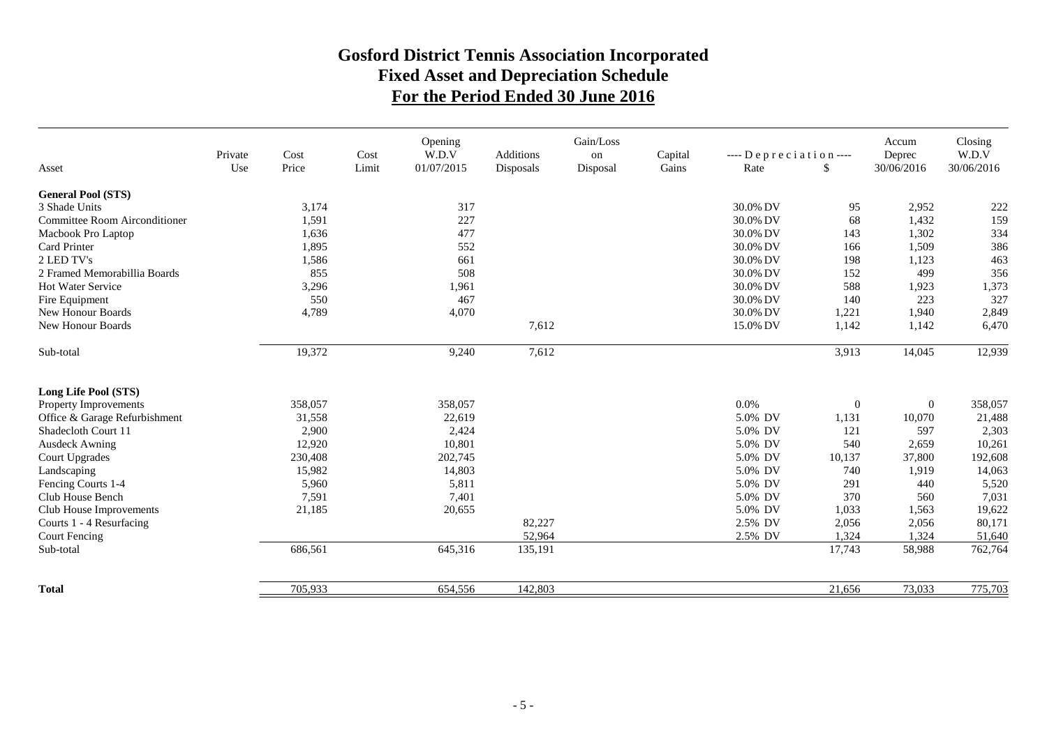# Gosford District Tennis Association Incorporated
## Fixed Asset and Depreciation Schedule
## For the Period Ended 30 June 2016

| Asset | Private Use | Cost Price | Cost Limit | Opening W.D.V 01/07/2015 | Additions Disposals | Gain/Loss on Disposal | Capital Gains | ---- Depreciation ---- Rate | $ | Accum Deprec 30/06/2016 | Closing W.D.V 30/06/2016 |
|---|---|---|---|---|---|---|---|---|---|---|---|
| **General Pool (STS)** | | | | | | | | | | | |
| 3 Shade Units | | 3,174 | | 317 | | | | 30.0% DV | 95 | 2,952 | 222 |
| Committee Room Airconditioner | | 1,591 | | 227 | | | | 30.0% DV | 68 | 1,432 | 159 |
| Macbook Pro Laptop | | 1,636 | | 477 | | | | 30.0% DV | 143 | 1,302 | 334 |
| Card Printer | | 1,895 | | 552 | | | | 30.0% DV | 166 | 1,509 | 386 |
| 2 LED TV's | | 1,586 | | 661 | | | | 30.0% DV | 198 | 1,123 | 463 |
| 2 Framed Memorabillia Boards | | 855 | | 508 | | | | 30.0% DV | 152 | 499 | 356 |
| Hot Water Service | | 3,296 | | 1,961 | | | | 30.0% DV | 588 | 1,923 | 1,373 |
| Fire Equipment | | 550 | | 467 | | | | 30.0% DV | 140 | 223 | 327 |
| New Honour Boards | | 4,789 | | 4,070 | | | | 30.0% DV | 1,221 | 1,940 | 2,849 |
| New Honour Boards | | | | | 7,612 | | | 15.0% DV | 1,142 | 1,142 | 6,470 |
| Sub-total | | 19,372 | | 9,240 | 7,612 | | | | 3,913 | 14,045 | 12,939 |
| **Long Life Pool (STS)** | | | | | | | | | | | |
| Property Improvements | | 358,057 | | 358,057 | | | | 0.0% | 0 | 0 | 358,057 |
| Office & Garage Refurbishment | | 31,558 | | 22,619 | | | | 5.0% DV | 1,131 | 10,070 | 21,488 |
| Shadecloth Court 11 | | 2,900 | | 2,424 | | | | 5.0% DV | 121 | 597 | 2,303 |
| Ausdeck Awning | | 12,920 | | 10,801 | | | | 5.0% DV | 540 | 2,659 | 10,261 |
| Court Upgrades | | 230,408 | | 202,745 | | | | 5.0% DV | 10,137 | 37,800 | 192,608 |
| Landscaping | | 15,982 | | 14,803 | | | | 5.0% DV | 740 | 1,919 | 14,063 |
| Fencing Courts 1-4 | | 5,960 | | 5,811 | | | | 5.0% DV | 291 | 440 | 5,520 |
| Club House Bench | | 7,591 | | 7,401 | | | | 5.0% DV | 370 | 560 | 7,031 |
| Club House Improvements | | 21,185 | | 20,655 | | | | 5.0% DV | 1,033 | 1,563 | 19,622 |
| Courts 1 - 4 Resurfacing | | | | | 82,227 | | | 2.5% DV | 2,056 | 2,056 | 80,171 |
| Court Fencing | | | | | 52,964 | | | 2.5% DV | 1,324 | 1,324 | 51,640 |
| Sub-total | | 686,561 | | 645,316 | 135,191 | | | | 17,743 | 58,988 | 762,764 |
| **Total** | | 705,933 | | 654,556 | 142,803 | | | | 21,656 | 73,033 | 775,703 |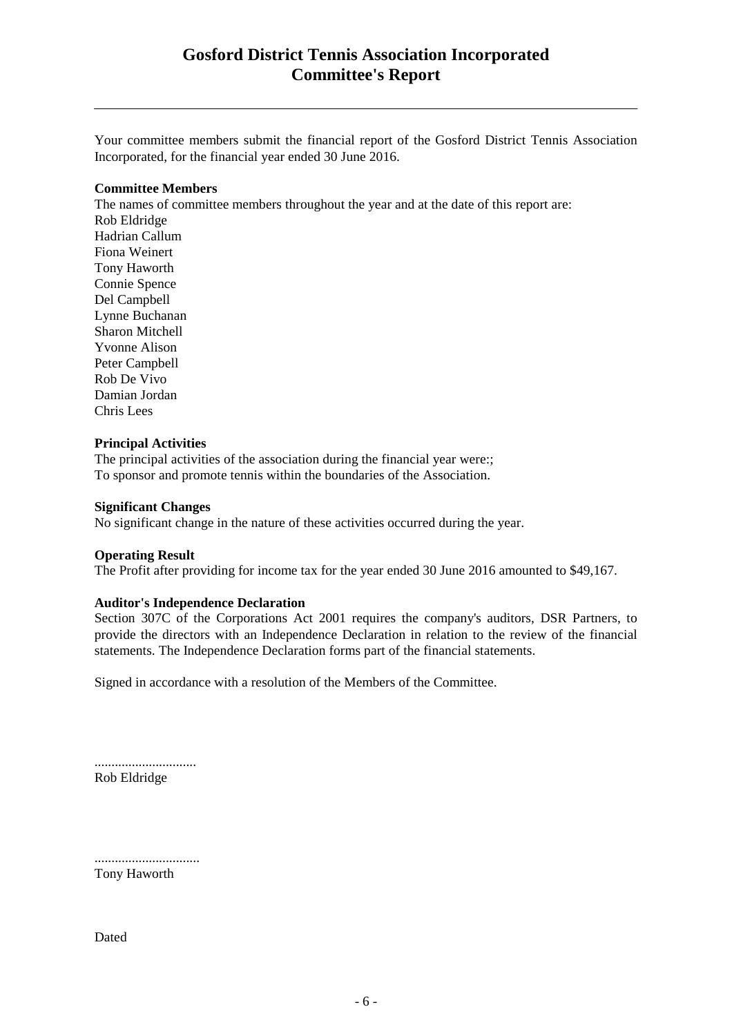# Gosford District Tennis Association Incorporated
# Committee's Report

Your committee members submit the financial report of the Gosford District Tennis Association Incorporated, for the financial year ended 30 June 2016.

**Committee Members**

The names of committee members throughout the year and at the date of this report are:
Rob Eldridge
Hadrian Callum
Fiona Weinert
Tony Haworth
Connie Spence
Del Campbell
Lynne Buchanan
Sharon Mitchell
Yvonne Alison
Peter Campbell
Rob De Vivo
Damian Jordan
Chris Lees

**Principal Activities**

The principal activities of the association during the financial year were:;
To sponsor and promote tennis within the boundaries of the Association.

**Significant Changes**

No significant change in the nature of these activities occurred during the year.

**Operating Result**

The Profit after providing for income tax for the year ended 30 June 2016 amounted to $49,167.

**Auditor's Independence Declaration**

Section 307C of the Corporations Act 2001 requires the company's auditors, DSR Partners, to provide the directors with an Independence Declaration in relation to the review of the financial statements. The Independence Declaration forms part of the financial statements.

Signed in accordance with a resolution of the Members of the Committee.

..............................
Rob Eldridge

...............................
Tony Haworth

Dated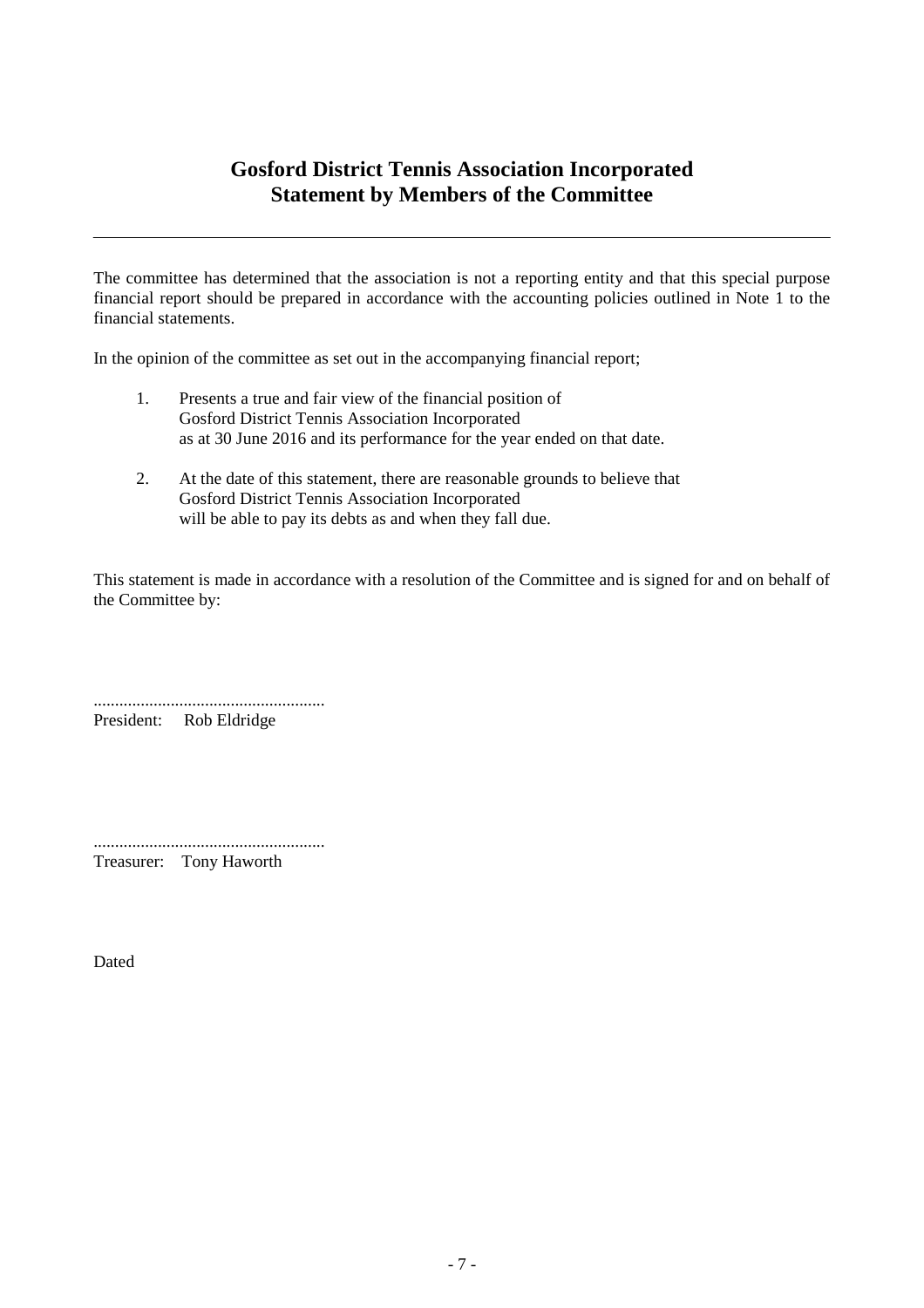# Gosford District Tennis Association Incorporated
# Statement by Members of the Committee

---

The committee has determined that the association is not a reporting entity and that this special purpose financial report should be prepared in accordance with the accounting policies outlined in Note 1 to the financial statements.

In the opinion of the committee as set out in the accompanying financial report;

1. Presents a true and fair view of the financial position of Gosford District Tennis Association Incorporated as at 30 June 2016 and its performance for the year ended on that date.

2. At the date of this statement, there are reasonable grounds to believe that Gosford District Tennis Association Incorporated will be able to pay its debts as and when they fall due.

This statement is made in accordance with a resolution of the Committee and is signed for and on behalf of the Committee by:

......................................................

President: Rob Eldridge

......................................................

Treasurer: Tony Haworth

Dated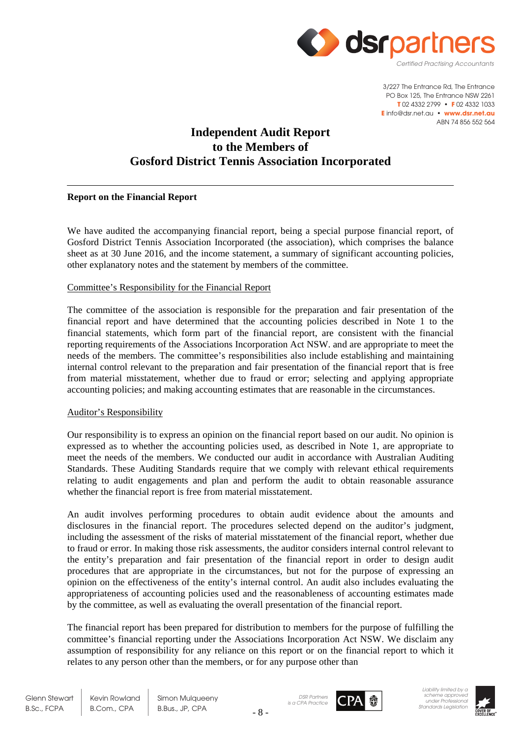# Independent Audit Report to the Members of Gosford District Tennis Association Incorporated

## Report on the Financial Report

We have audited the accompanying financial report, being a special purpose financial report, of Gosford District Tennis Association Incorporated (the association), which comprises the balance sheet as at 30 June 2016, and the income statement, a summary of significant accounting policies, other explanatory notes and the statement by members of the committee.

### Committee's Responsibility for the Financial Report

The committee of the association is responsible for the preparation and fair presentation of the financial report and have determined that the accounting policies described in Note 1 to the financial statements, which form part of the financial report, are consistent with the financial reporting requirements of the Associations Incorporation Act NSW. and are appropriate to meet the needs of the members. The committee's responsibilities also include establishing and maintaining internal control relevant to the preparation and fair presentation of the financial report that is free from material misstatement, whether due to fraud or error; selecting and applying appropriate accounting policies; and making accounting estimates that are reasonable in the circumstances.

### Auditor's Responsibility

Our responsibility is to express an opinion on the financial report based on our audit. No opinion is expressed as to whether the accounting policies used, as described in Note 1, are appropriate to meet the needs of the members. We conducted our audit in accordance with Australian Auditing Standards. These Auditing Standards require that we comply with relevant ethical requirements relating to audit engagements and plan and perform the audit to obtain reasonable assurance whether the financial report is free from material misstatement.

An audit involves performing procedures to obtain audit evidence about the amounts and disclosures in the financial report. The procedures selected depend on the auditor's judgment, including the assessment of the risks of material misstatement of the financial report, whether due to fraud or error. In making those risk assessments, the auditor considers internal control relevant to the entity's preparation and fair presentation of the financial report in order to design audit procedures that are appropriate in the circumstances, but not for the purpose of expressing an opinion on the effectiveness of the entity's internal control. An audit also includes evaluating the appropriateness of accounting policies used and the reasonableness of accounting estimates made by the committee, as well as evaluating the overall presentation of the financial report.

The financial report has been prepared for distribution to members for the purpose of fulfilling the committee's financial reporting under the Associations Incorporation Act NSW. We disclaim any assumption of responsibility for any reliance on this report or on the financial report to which it relates to any person other than the members, or for any purpose other than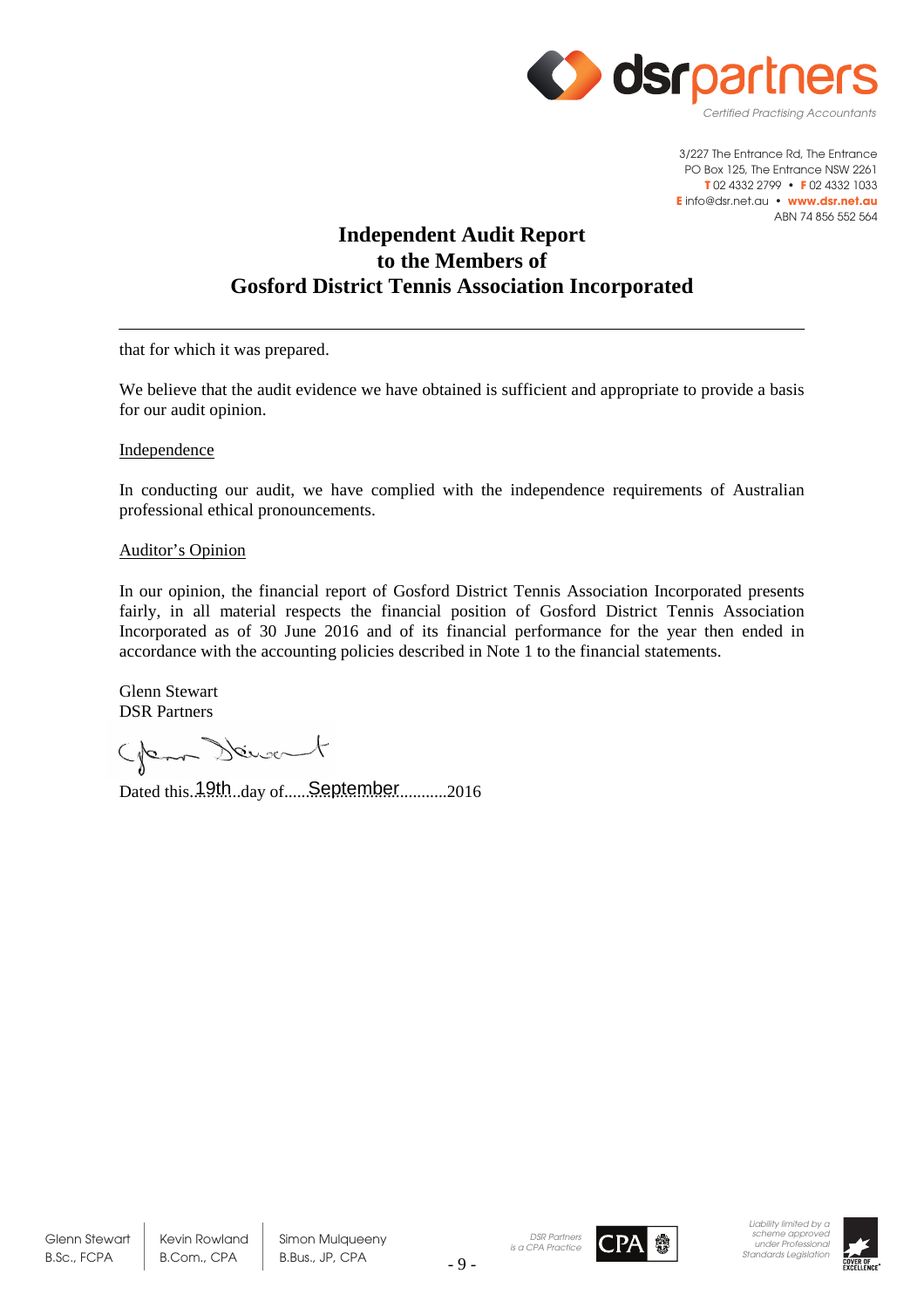# Independent Audit Report to the Members of Gosford District Tennis Association Incorporated

that for which it was prepared.

We believe that the audit evidence we have obtained is sufficient and appropriate to provide a basis for our audit opinion.

Independence

In conducting our audit, we have complied with the independence requirements of Australian professional ethical pronouncements.

Auditor's Opinion

In our opinion, the financial report of Gosford District Tennis Association Incorporated presents fairly, in all material respects the financial position of Gosford District Tennis Association Incorporated as of 30 June 2016 and of its financial performance for the year then ended in accordance with the accounting policies described in Note 1 to the financial statements.

Glenn Stewart
DSR Partners

Dated this..19th..day of.....September..........2016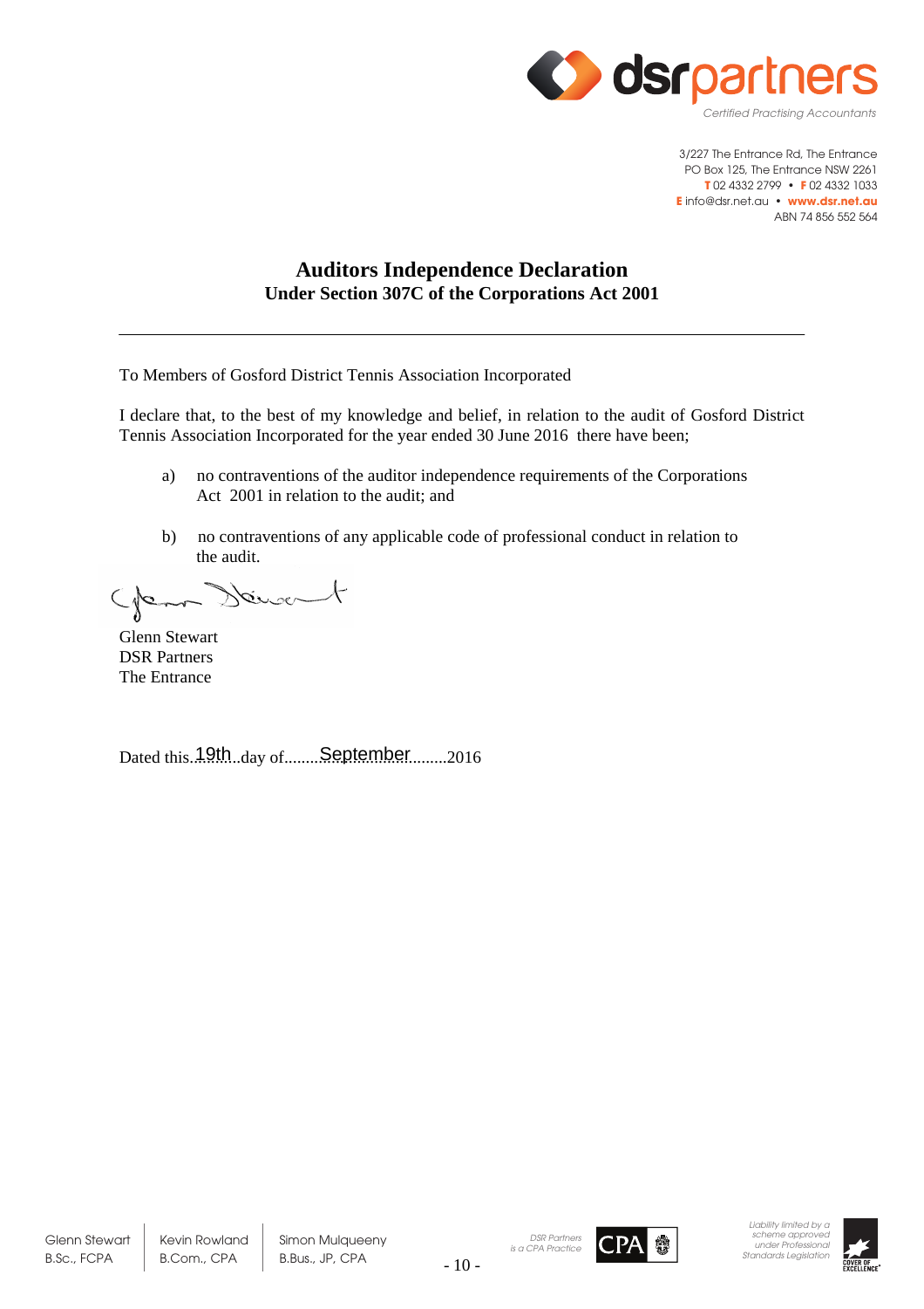dsrpartners

*Certified Practising Accountants*

3/227 The Entrance Rd, The Entrance
PO Box 125, The Entrance NSW 2261
**T** 02 4332 2799 • **F** 02 4332 1033
**E** info@dsr.net.au • **www.dsr.net.au**
ABN 74 856 552 564

# Auditors Independence Declaration

## Under Section 307C of the Corporations Act 2001

---

To Members of Gosford District Tennis Association Incorporated

I declare that, to the best of my knowledge and belief, in relation to the audit of Gosford District Tennis Association Incorporated for the year ended 30 June 2016 there have been;

a) no contraventions of the auditor independence requirements of the Corporations Act 2001 in relation to the audit; and

b) no contraventions of any applicable code of professional conduct in relation to the audit.

Glenn Stewart
DSR Partners
The Entrance

Dated this...19th...day of........September........2016

Glenn Stewart
B.Sc., FCPA

Kevin Rowland
B.Com., CPA

Simon Mulqueeny
B.Bus., JP, CPA

*DSR Partners is a CPA Practice*

*Liability limited by a scheme approved under Professional Standards Legislation*